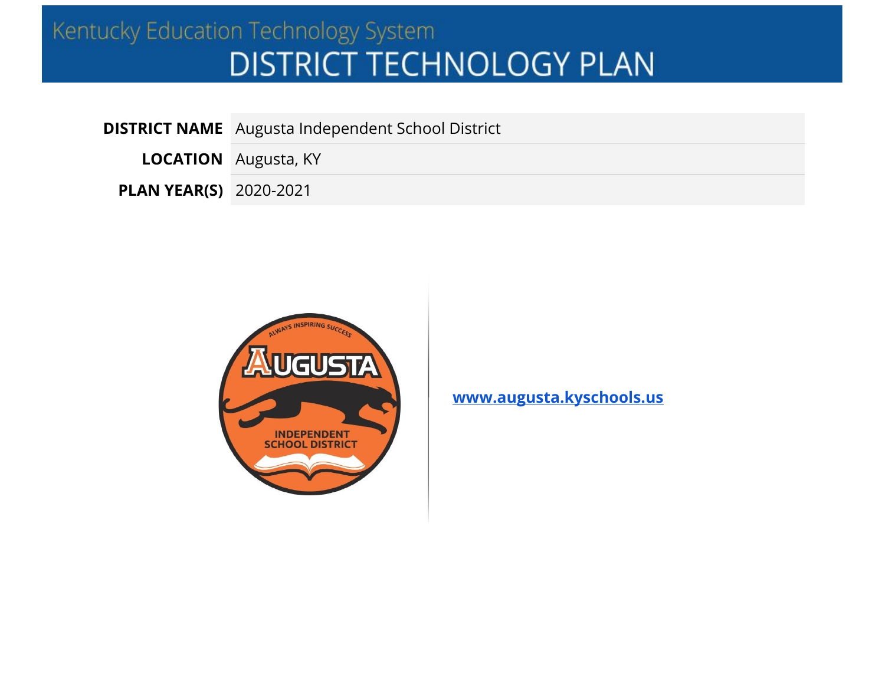Kentucky Education Technology System

# DISTRICT TECHNOLOGY PLAN

| | |
|---|---|
| **DISTRICT NAME** | Augusta Independent School District |
| **LOCATION** | Augusta, KY |
| **PLAN YEAR(S)** | 2020-2021 |

**www.augusta.kyschools.us**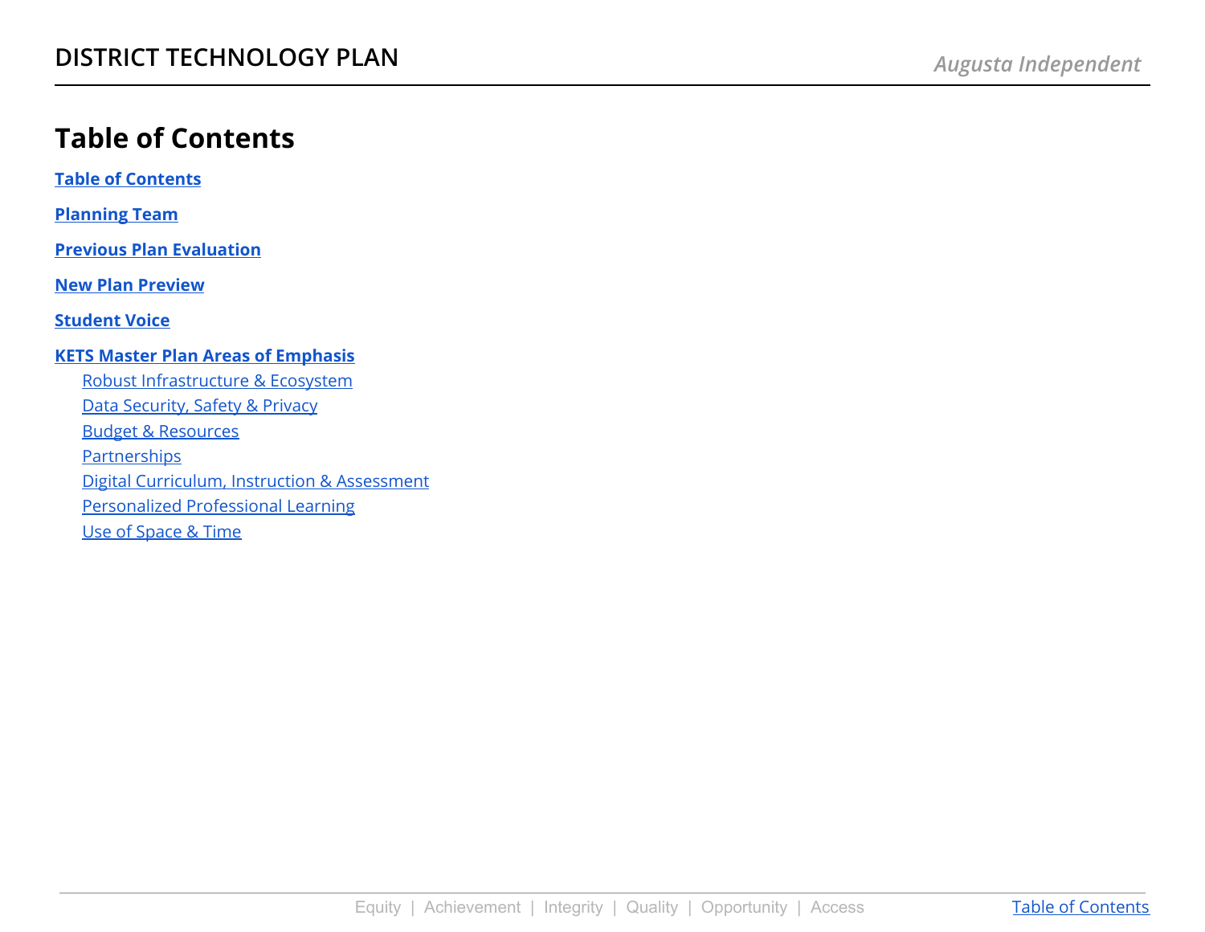# Table of Contents

**Table of Contents**

**Planning Team**

**Previous Plan Evaluation**

**New Plan Preview**

**Student Voice**

**KETS Master Plan Areas of Emphasis**

- Robust Infrastructure & Ecosystem
- Data Security, Safety & Privacy
- Budget & Resources
- Partnerships
- Digital Curriculum, Instruction & Assessment
- Personalized Professional Learning
- Use of Space & Time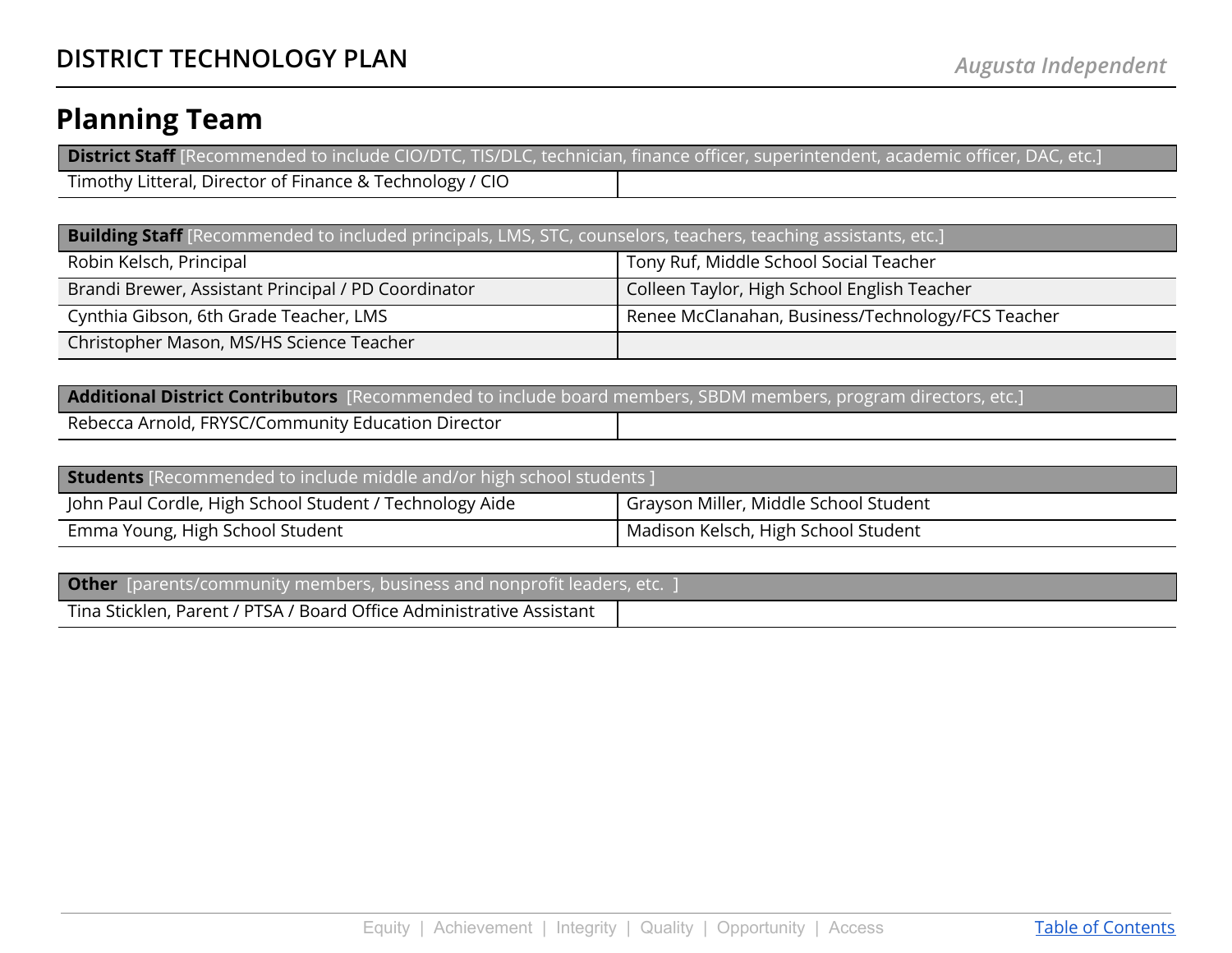## Planning Team

| **District Staff** [Recommended to include CIO/DTC, TIS/DLC, technician, finance officer, superintendent, academic officer, DAC, etc.] | |
|---|---|
| Timothy Litteral, Director of Finance & Technology / CIO | |

| **Building Staff** [Recommended to included principals, LMS, STC, counselors, teachers, teaching assistants, etc.] | |
|---|---|
| Robin Kelsch, Principal | Tony Ruf, Middle School Social Teacher |
| Brandi Brewer, Assistant Principal / PD Coordinator | Colleen Taylor, High School English Teacher |
| Cynthia Gibson, 6th Grade Teacher, LMS | Renee McClanahan, Business/Technology/FCS Teacher |
| Christopher Mason, MS/HS Science Teacher | |

| **Additional District Contributors** [Recommended to include board members, SBDM members, program directors, etc.] | |
|---|---|
| Rebecca Arnold, FRYSC/Community Education Director | |

| **Students** [Recommended to include middle and/or high school students ] | |
|---|---|
| John Paul Cordle, High School Student / Technology Aide | Grayson Miller, Middle School Student |
| Emma Young, High School Student | Madison Kelsch, High School Student |

| **Other** [parents/community members, business and nonprofit leaders, etc. ] | |
|---|---|
| Tina Sticklen, Parent / PTSA / Board Office Administrative Assistant | |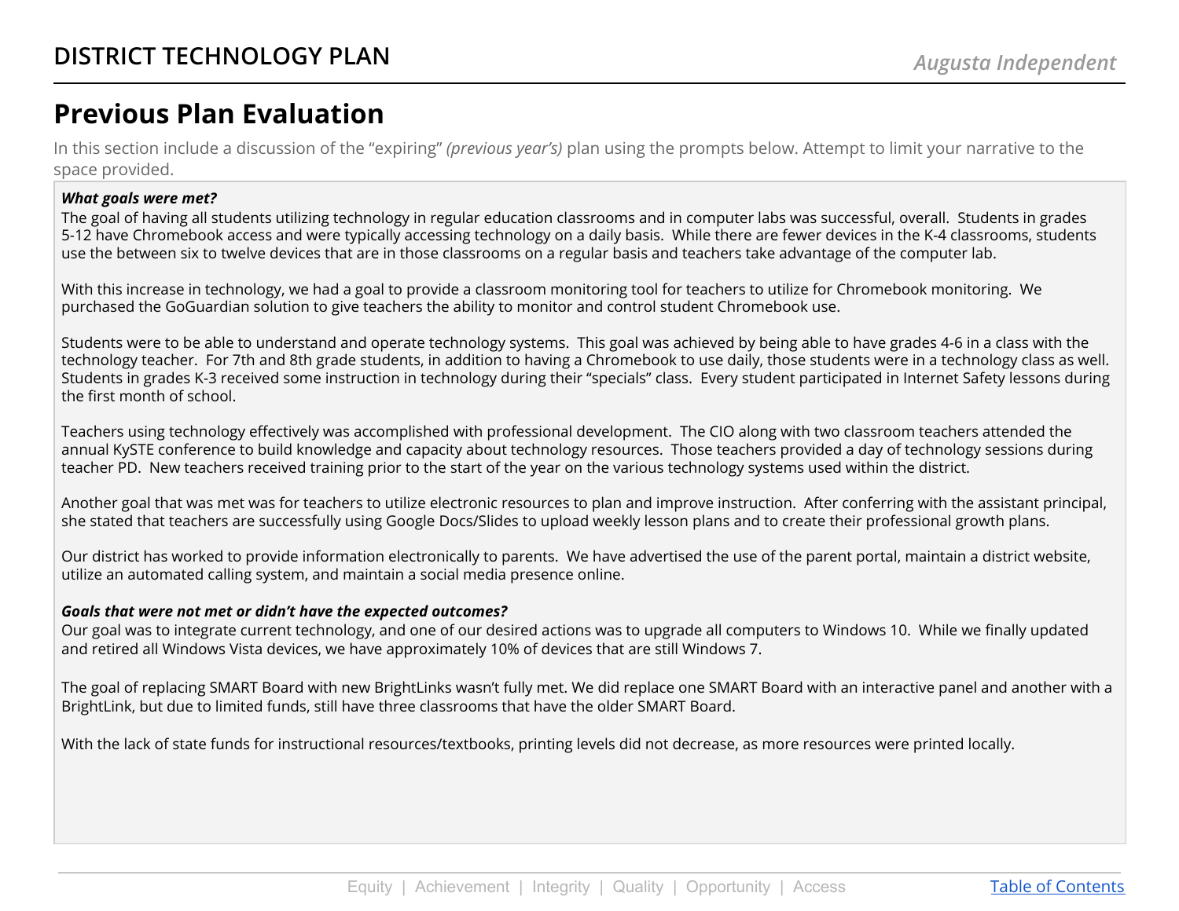# Previous Plan Evaluation

In this section include a discussion of the "expiring" *(previous year's)* plan using the prompts below. Attempt to limit your narrative to the space provided.

***What goals were met?***

The goal of having all students utilizing technology in regular education classrooms and in computer labs was successful, overall. Students in grades 5-12 have Chromebook access and were typically accessing technology on a daily basis. While there are fewer devices in the K-4 classrooms, students use the between six to twelve devices that are in those classrooms on a regular basis and teachers take advantage of the computer lab.

With this increase in technology, we had a goal to provide a classroom monitoring tool for teachers to utilize for Chromebook monitoring. We purchased the GoGuardian solution to give teachers the ability to monitor and control student Chromebook use.

Students were to be able to understand and operate technology systems. This goal was achieved by being able to have grades 4-6 in a class with the technology teacher. For 7th and 8th grade students, in addition to having a Chromebook to use daily, those students were in a technology class as well. Students in grades K-3 received some instruction in technology during their "specials" class. Every student participated in Internet Safety lessons during the first month of school.

Teachers using technology effectively was accomplished with professional development. The CIO along with two classroom teachers attended the annual KySTE conference to build knowledge and capacity about technology resources. Those teachers provided a day of technology sessions during teacher PD. New teachers received training prior to the start of the year on the various technology systems used within the district.

Another goal that was met was for teachers to utilize electronic resources to plan and improve instruction. After conferring with the assistant principal, she stated that teachers are successfully using Google Docs/Slides to upload weekly lesson plans and to create their professional growth plans.

Our district has worked to provide information electronically to parents. We have advertised the use of the parent portal, maintain a district website, utilize an automated calling system, and maintain a social media presence online.

***Goals that were not met or didn't have the expected outcomes?***

Our goal was to integrate current technology, and one of our desired actions was to upgrade all computers to Windows 10. While we finally updated and retired all Windows Vista devices, we have approximately 10% of devices that are still Windows 7.

The goal of replacing SMART Board with new BrightLinks wasn't fully met. We did replace one SMART Board with an interactive panel and another with a BrightLink, but due to limited funds, still have three classrooms that have the older SMART Board.

With the lack of state funds for instructional resources/textbooks, printing levels did not decrease, as more resources were printed locally.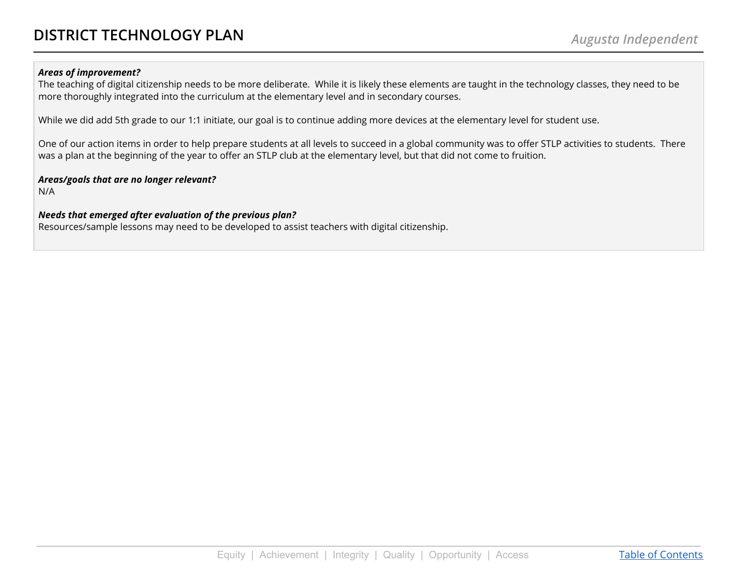***Areas of improvement?***

The teaching of digital citizenship needs to be more deliberate.  While it is likely these elements are taught in the technology classes, they need to be more thoroughly integrated into the curriculum at the elementary level and in secondary courses.

While we did add 5th grade to our 1:1 initiate, our goal is to continue adding more devices at the elementary level for student use.

One of our action items in order to help prepare students at all levels to succeed in a global community was to offer STLP activities to students.  There was a plan at the beginning of the year to offer an STLP club at the elementary level, but that did not come to fruition.

***Areas/goals that are no longer relevant?***

N/A

***Needs that emerged after evaluation of the previous plan?***

Resources/sample lessons may need to be developed to assist teachers with digital citizenship.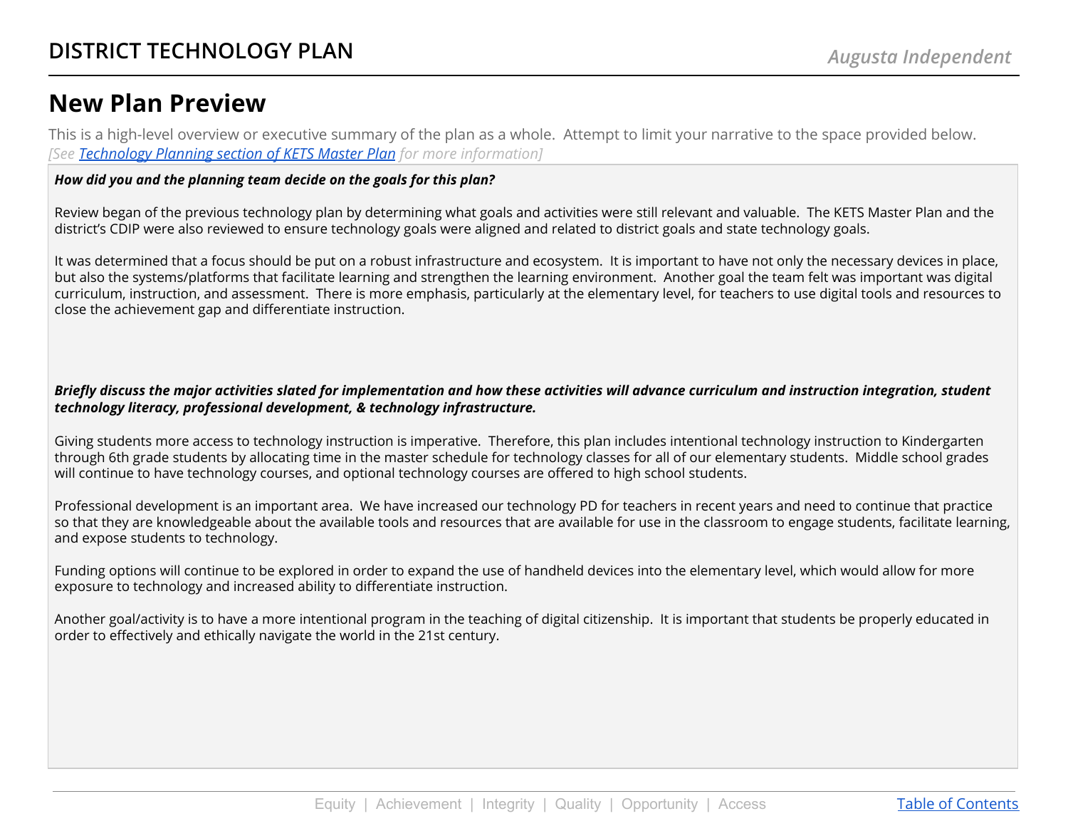## New Plan Preview

This is a high-level overview or executive summary of the plan as a whole. Attempt to limit your narrative to the space provided below.
*[See Technology Planning section of KETS Master Plan for more information]*

***How did you and the planning team decide on the goals for this plan?***

Review began of the previous technology plan by determining what goals and activities were still relevant and valuable. The KETS Master Plan and the district's CDIP were also reviewed to ensure technology goals were aligned and related to district goals and state technology goals.

It was determined that a focus should be put on a robust infrastructure and ecosystem. It is important to have not only the necessary devices in place, but also the systems/platforms that facilitate learning and strengthen the learning environment. Another goal the team felt was important was digital curriculum, instruction, and assessment. There is more emphasis, particularly at the elementary level, for teachers to use digital tools and resources to close the achievement gap and differentiate instruction.

***Briefly discuss the major activities slated for implementation and how these activities will advance curriculum and instruction integration, student technology literacy, professional development, & technology infrastructure.***

Giving students more access to technology instruction is imperative. Therefore, this plan includes intentional technology instruction to Kindergarten through 6th grade students by allocating time in the master schedule for technology classes for all of our elementary students. Middle school grades will continue to have technology courses, and optional technology courses are offered to high school students.

Professional development is an important area. We have increased our technology PD for teachers in recent years and need to continue that practice so that they are knowledgeable about the available tools and resources that are available for use in the classroom to engage students, facilitate learning, and expose students to technology.

Funding options will continue to be explored in order to expand the use of handheld devices into the elementary level, which would allow for more exposure to technology and increased ability to differentiate instruction.

Another goal/activity is to have a more intentional program in the teaching of digital citizenship. It is important that students be properly educated in order to effectively and ethically navigate the world in the 21st century.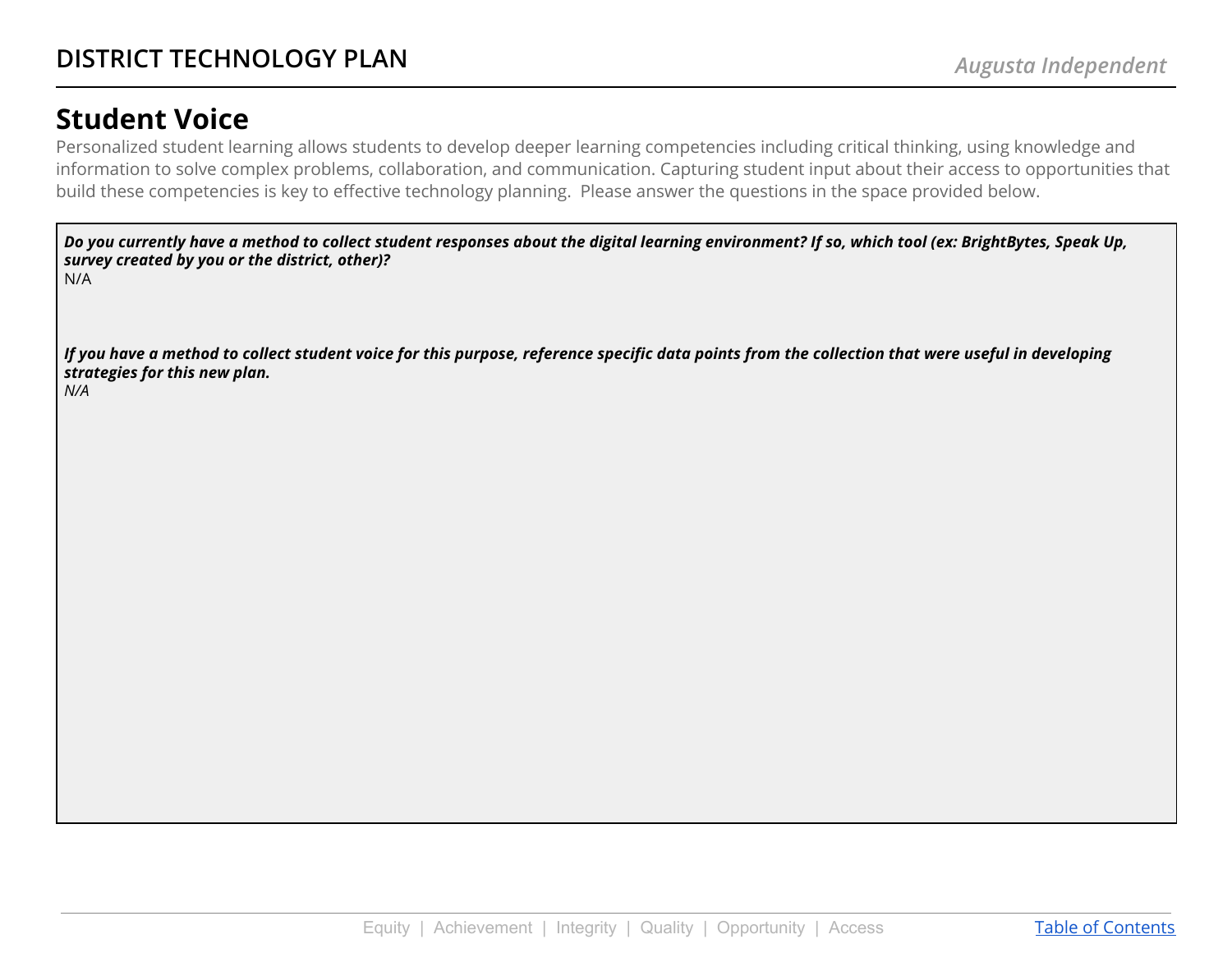# Student Voice

Personalized student learning allows students to develop deeper learning competencies including critical thinking, using knowledge and information to solve complex problems, collaboration, and communication. Capturing student input about their access to opportunities that build these competencies is key to effective technology planning. Please answer the questions in the space provided below.

***Do you currently have a method to collect student responses about the digital learning environment? If so, which tool (ex: BrightBytes, Speak Up, survey created by you or the district, other)?***

N/A

***If you have a method to collect student voice for this purpose, reference specific data points from the collection that were useful in developing strategies for this new plan.***

*N/A*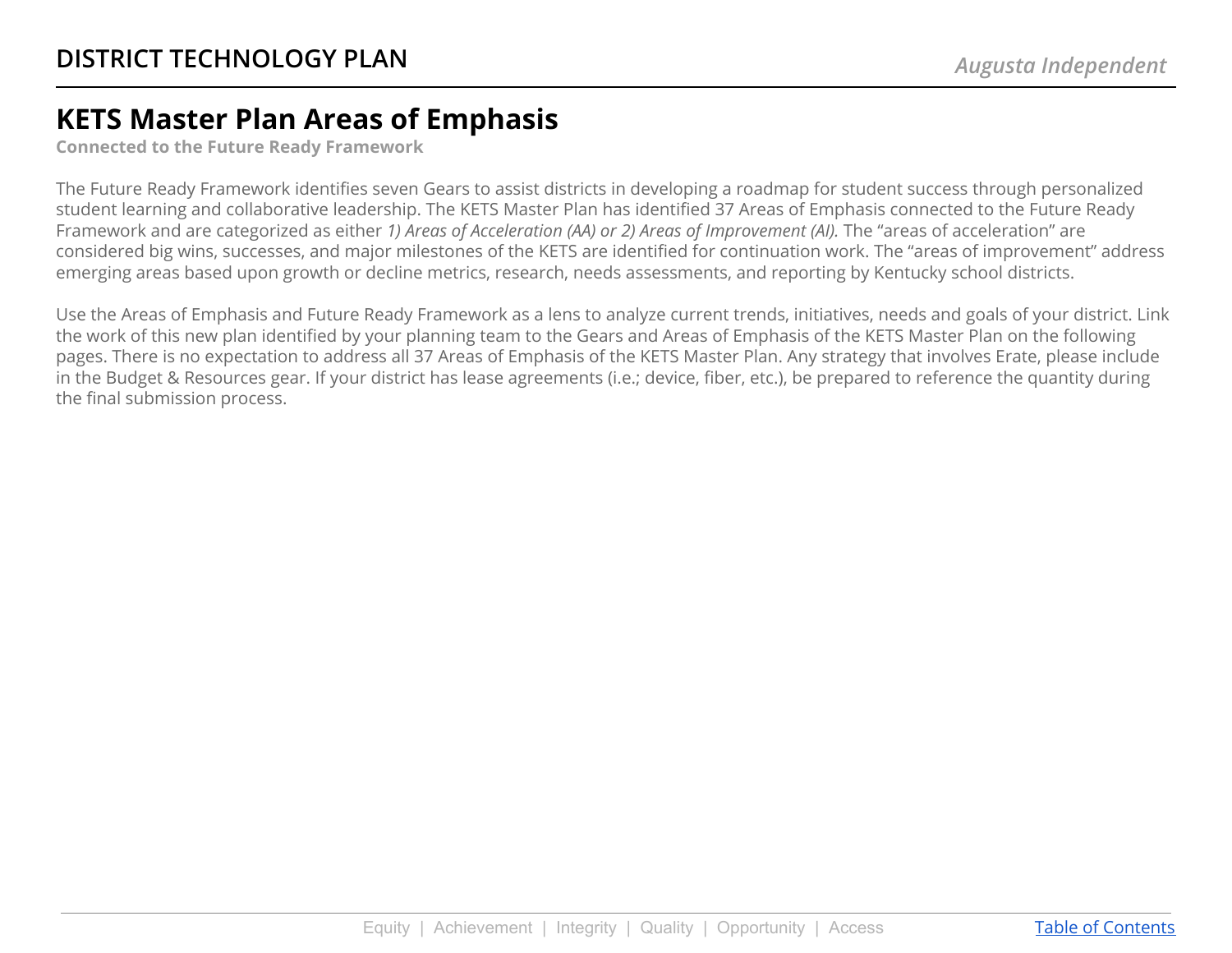## KETS Master Plan Areas of Emphasis

**Connected to the Future Ready Framework**

The Future Ready Framework identifies seven Gears to assist districts in developing a roadmap for student success through personalized student learning and collaborative leadership. The KETS Master Plan has identified 37 Areas of Emphasis connected to the Future Ready Framework and are categorized as either *1) Areas of Acceleration (AA) or 2) Areas of Improvement (AI).* The "areas of acceleration" are considered big wins, successes, and major milestones of the KETS are identified for continuation work. The "areas of improvement" address emerging areas based upon growth or decline metrics, research, needs assessments, and reporting by Kentucky school districts.

Use the Areas of Emphasis and Future Ready Framework as a lens to analyze current trends, initiatives, needs and goals of your district. Link the work of this new plan identified by your planning team to the Gears and Areas of Emphasis of the KETS Master Plan on the following pages. There is no expectation to address all 37 Areas of Emphasis of the KETS Master Plan. Any strategy that involves Erate, please include in the Budget & Resources gear. If your district has lease agreements (i.e.; device, fiber, etc.), be prepared to reference the quantity during the final submission process.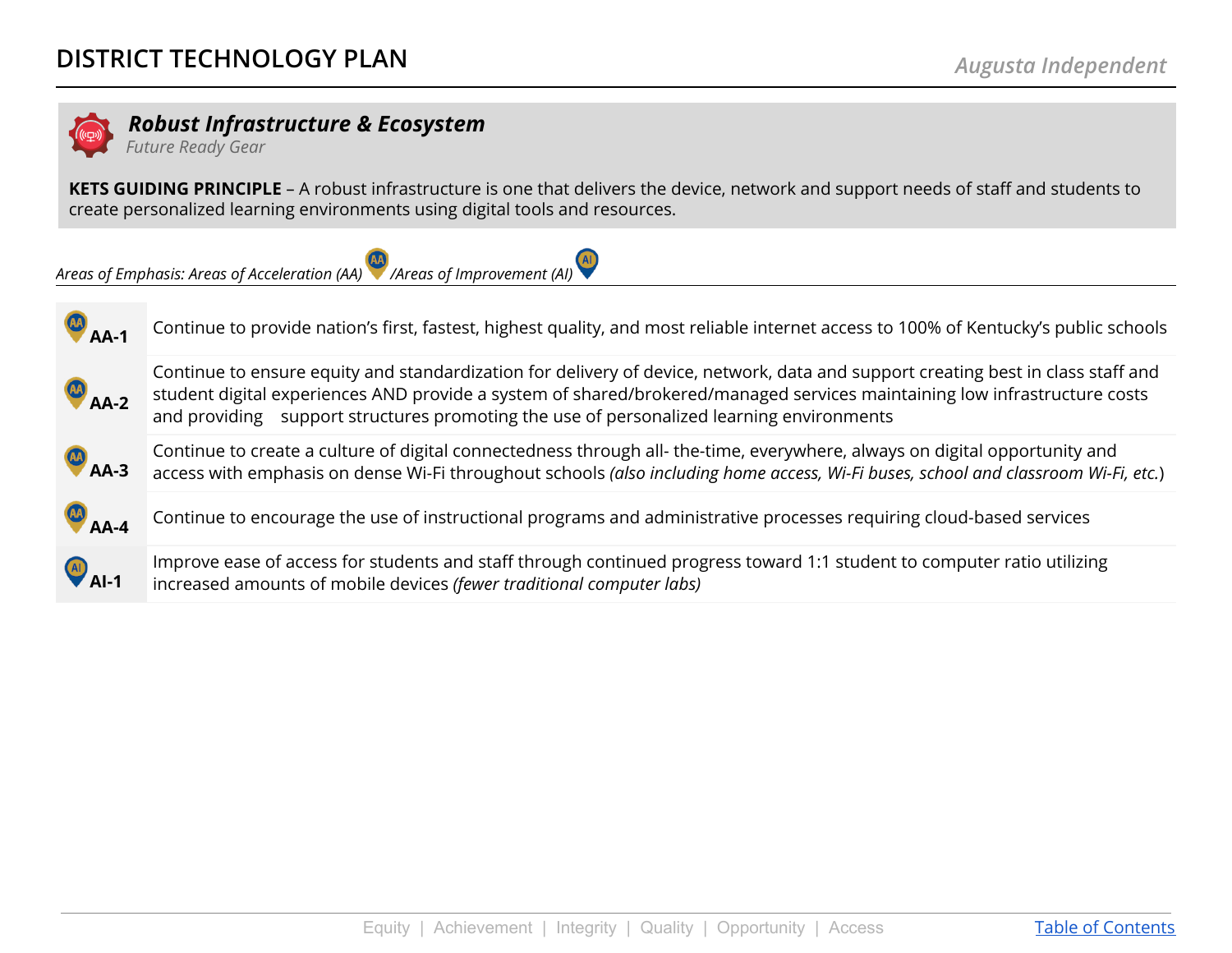## Robust Infrastructure & Ecosystem

*Future Ready Gear*

**KETS GUIDING PRINCIPLE** – A robust infrastructure is one that delivers the device, network and support needs of staff and students to create personalized learning environments using digital tools and resources.

*Areas of Emphasis: Areas of Acceleration (AA) /Areas of Improvement (AI)*

| | |
|---|---|
| **AA-1** | Continue to provide nation's first, fastest, highest quality, and most reliable internet access to 100% of Kentucky's public schools |
| **AA-2** | Continue to ensure equity and standardization for delivery of device, network, data and support creating best in class staff and student digital experiences AND provide a system of shared/brokered/managed services maintaining low infrastructure costs and providing support structures promoting the use of personalized learning environments |
| **AA-3** | Continue to create a culture of digital connectedness through all- the-time, everywhere, always on digital opportunity and access with emphasis on dense Wi-Fi throughout schools *(also including home access, Wi-Fi buses, school and classroom Wi-Fi, etc.*) |
| **AA-4** | Continue to encourage the use of instructional programs and administrative processes requiring cloud-based services |
| **AI-1** | Improve ease of access for students and staff through continued progress toward 1:1 student to computer ratio utilizing increased amounts of mobile devices *(fewer traditional computer labs)* |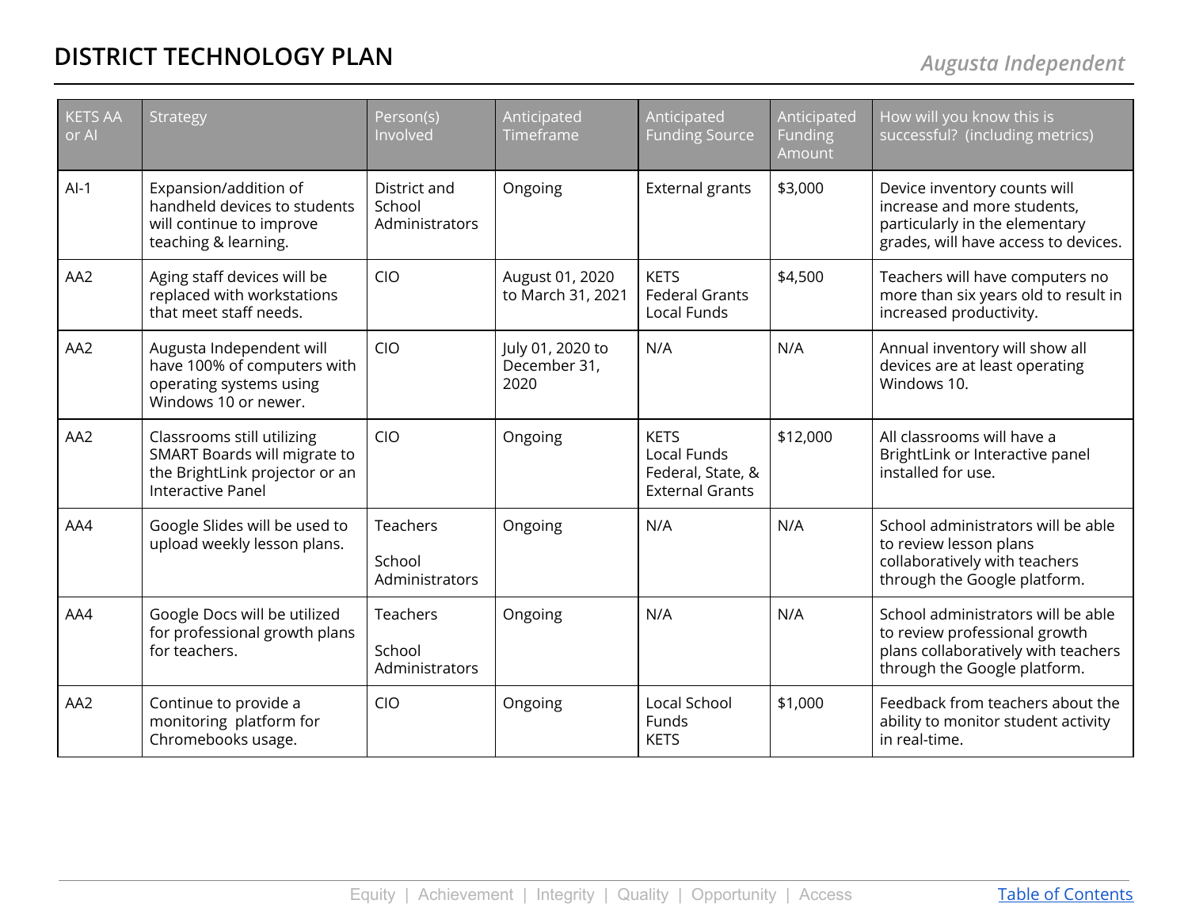# DISTRICT TECHNOLOGY PLAN

| KETS AA or AI | Strategy | Person(s) Involved | Anticipated Timeframe | Anticipated Funding Source | Anticipated Funding Amount | How will you know this is successful? (including metrics) |
|---|---|---|---|---|---|---|
| AI-1 | Expansion/addition of handheld devices to students will continue to improve teaching & learning. | District and School Administrators | Ongoing | External grants | $3,000 | Device inventory counts will increase and more students, particularly in the elementary grades, will have access to devices. |
| AA2 | Aging staff devices will be replaced with workstations that meet staff needs. | CIO | August 01, 2020 to March 31, 2021 | KETS<br>Federal Grants<br>Local Funds | $4,500 | Teachers will have computers no more than six years old to result in increased productivity. |
| AA2 | Augusta Independent will have 100% of computers with operating systems using Windows 10 or newer. | CIO | July 01, 2020 to December 31, 2020 | N/A | N/A | Annual inventory will show all devices are at least operating Windows 10. |
| AA2 | Classrooms still utilizing SMART Boards will migrate to the BrightLink projector or an Interactive Panel | CIO | Ongoing | KETS<br>Local Funds<br>Federal, State, & External Grants | $12,000 | All classrooms will have a BrightLink or Interactive panel installed for use. |
| AA4 | Google Slides will be used to upload weekly lesson plans. | Teachers<br><br>School Administrators | Ongoing | N/A | N/A | School administrators will be able to review lesson plans collaboratively with teachers through the Google platform. |
| AA4 | Google Docs will be utilized for professional growth plans for teachers. | Teachers<br><br>School Administrators | Ongoing | N/A | N/A | School administrators will be able to review professional growth plans collaboratively with teachers through the Google platform. |
| AA2 | Continue to provide a monitoring platform for Chromebooks usage. | CIO | Ongoing | Local School Funds<br>KETS | $1,000 | Feedback from teachers about the ability to monitor student activity in real-time. |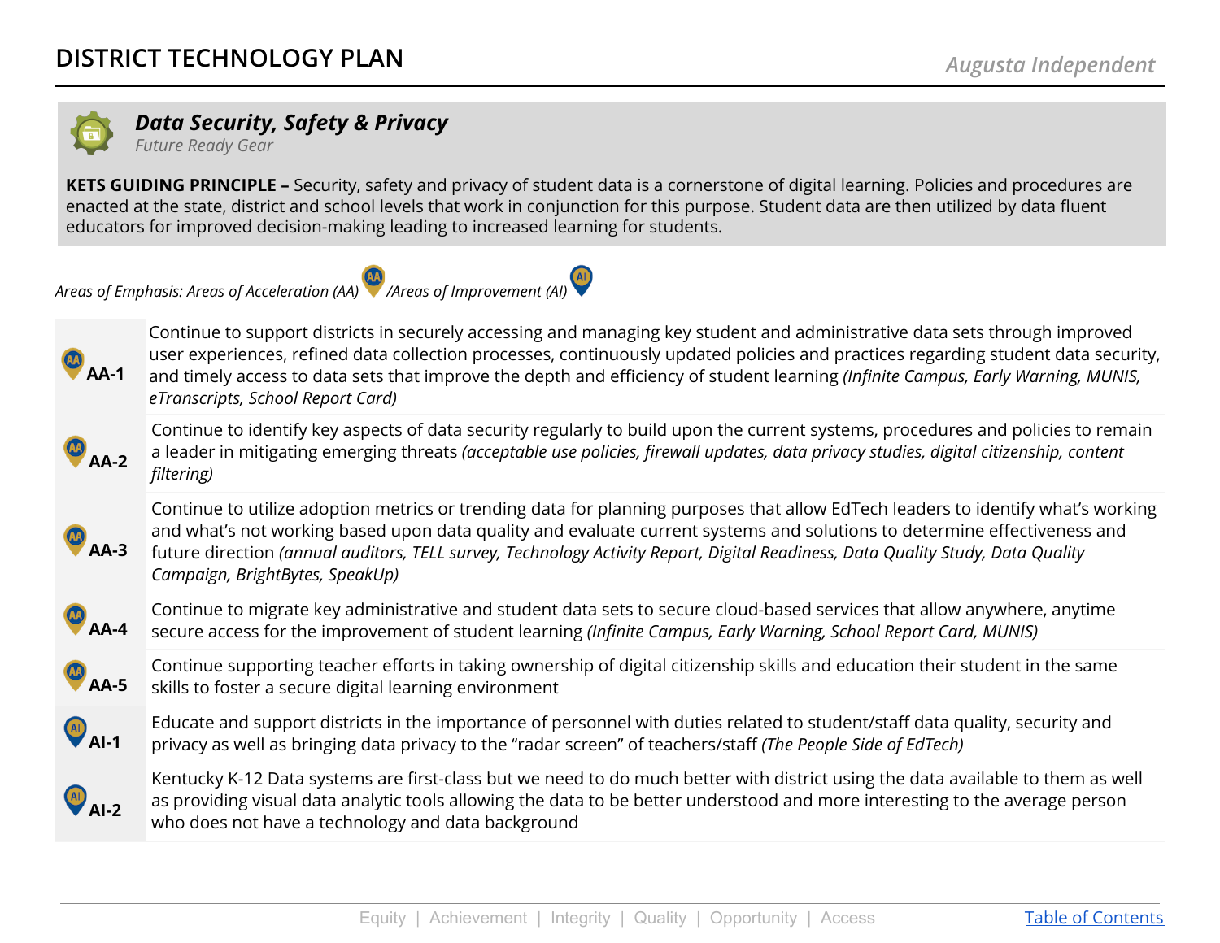# DISTRICT TECHNOLOGY PLAN

*Augusta Independent*

## *Data Security, Safety & Privacy*

*Future Ready Gear*

**KETS GUIDING PRINCIPLE –** Security, safety and privacy of student data is a cornerstone of digital learning. Policies and procedures are enacted at the state, district and school levels that work in conjunction for this purpose. Student data are then utilized by data fluent educators for improved decision-making leading to increased learning for students.

*Areas of Emphasis: Areas of Acceleration (AA) /Areas of Improvement (AI)*

| | |
|---|---|
| **AA-1** | Continue to support districts in securely accessing and managing key student and administrative data sets through improved user experiences, refined data collection processes, continuously updated policies and practices regarding student data security, and timely access to data sets that improve the depth and efficiency of student learning *(Infinite Campus, Early Warning, MUNIS, eTranscripts, School Report Card)* |
| **AA-2** | Continue to identify key aspects of data security regularly to build upon the current systems, procedures and policies to remain a leader in mitigating emerging threats *(acceptable use policies, firewall updates, data privacy studies, digital citizenship, content filtering)* |
| **AA-3** | Continue to utilize adoption metrics or trending data for planning purposes that allow EdTech leaders to identify what's working and what's not working based upon data quality and evaluate current systems and solutions to determine effectiveness and future direction *(annual auditors, TELL survey, Technology Activity Report, Digital Readiness, Data Quality Study, Data Quality Campaign, BrightBytes, SpeakUp)* |
| **AA-4** | Continue to migrate key administrative and student data sets to secure cloud-based services that allow anywhere, anytime secure access for the improvement of student learning *(Infinite Campus, Early Warning, School Report Card, MUNIS)* |
| **AA-5** | Continue supporting teacher efforts in taking ownership of digital citizenship skills and education their student in the same skills to foster a secure digital learning environment |
| **AI-1** | Educate and support districts in the importance of personnel with duties related to student/staff data quality, security and privacy as well as bringing data privacy to the "radar screen" of teachers/staff *(The People Side of EdTech)* |
| **AI-2** | Kentucky K-12 Data systems are first-class but we need to do much better with district using the data available to them as well as providing visual data analytic tools allowing the data to be better understood and more interesting to the average person who does not have a technology and data background |

Equity | Achievement | Integrity | Quality | Opportunity | Access

Table of Contents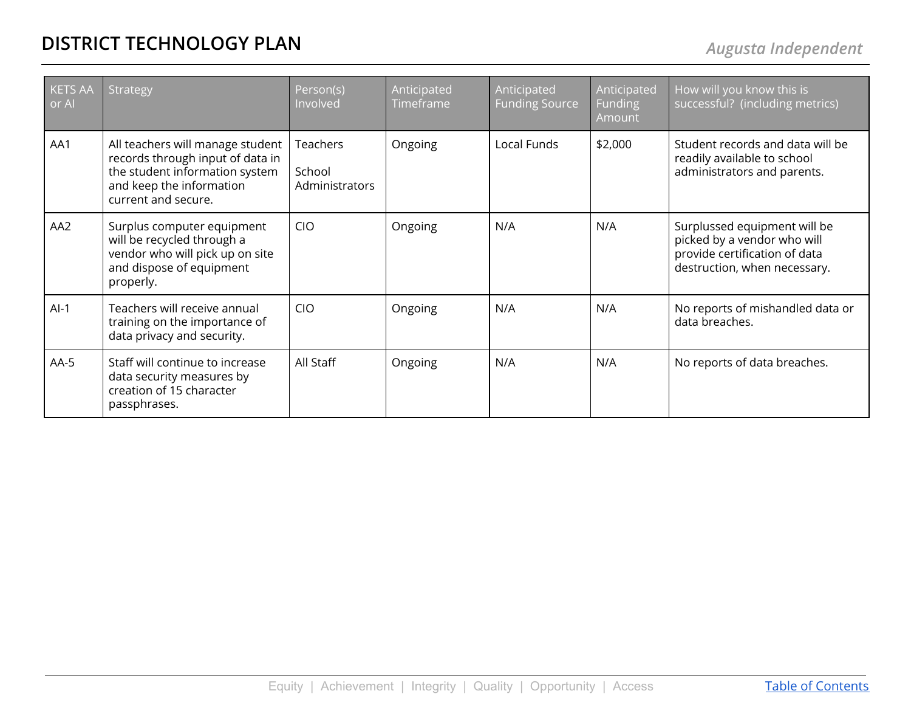| KETS AA or AI | Strategy | Person(s) Involved | Anticipated Timeframe | Anticipated Funding Source | Anticipated Funding Amount | How will you know this is successful? (including metrics) |
|---|---|---|---|---|---|---|
| AA1 | All teachers will manage student records through input of data in the student information system and keep the information current and secure. | Teachers<br><br>School Administrators | Ongoing | Local Funds | $2,000 | Student records and data will be readily available to school administrators and parents. |
| AA2 | Surplus computer equipment will be recycled through a vendor who will pick up on site and dispose of equipment properly. | CIO | Ongoing | N/A | N/A | Surplussed equipment will be picked by a vendor who will provide certification of data destruction, when necessary. |
| AI-1 | Teachers will receive annual training on the importance of data privacy and security. | CIO | Ongoing | N/A | N/A | No reports of mishandled data or data breaches. |
| AA-5 | Staff will continue to increase data security measures by creation of 15 character passphrases. | All Staff | Ongoing | N/A | N/A | No reports of data breaches. |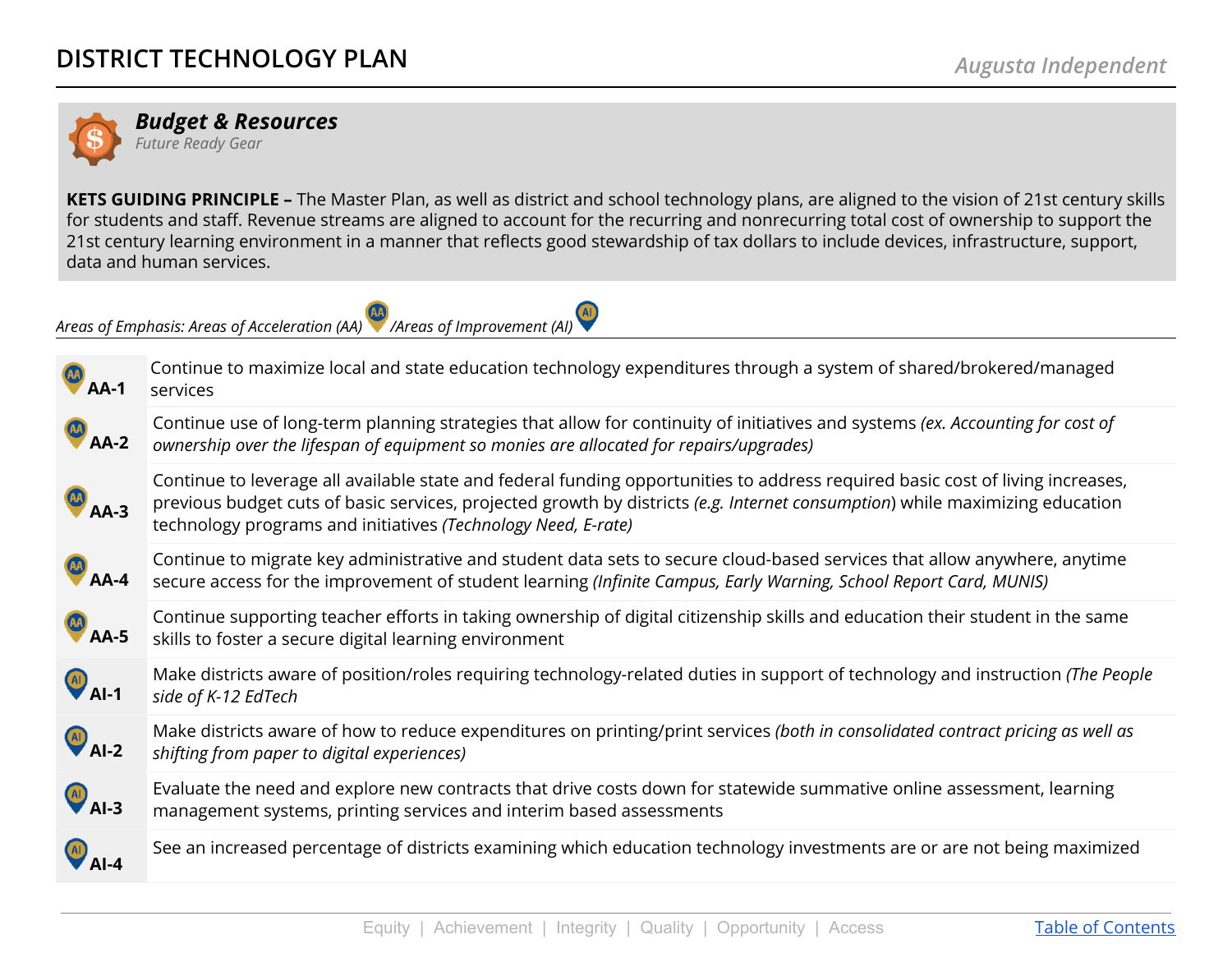# DISTRICT TECHNOLOGY PLAN

## *Budget & Resources*

*Future Ready Gear*

**KETS GUIDING PRINCIPLE –** The Master Plan, as well as district and school technology plans, are aligned to the vision of 21st century skills for students and staff. Revenue streams are aligned to account for the recurring and nonrecurring total cost of ownership to support the 21st century learning environment in a manner that reflects good stewardship of tax dollars to include devices, infrastructure, support, data and human services.

*Areas of Emphasis: Areas of Acceleration (AA) /Areas of Improvement (AI)*

| | |
|---|---|
| **AA-1** | Continue to maximize local and state education technology expenditures through a system of shared/brokered/managed services |
| **AA-2** | Continue use of long-term planning strategies that allow for continuity of initiatives and systems *(ex. Accounting for cost of ownership over the lifespan of equipment so monies are allocated for repairs/upgrades)* |
| **AA-3** | Continue to leverage all available state and federal funding opportunities to address required basic cost of living increases, previous budget cuts of basic services, projected growth by districts *(e.g. Internet consumption*) while maximizing education technology programs and initiatives *(Technology Need, E-rate)* |
| **AA-4** | Continue to migrate key administrative and student data sets to secure cloud-based services that allow anywhere, anytime secure access for the improvement of student learning *(Infinite Campus, Early Warning, School Report Card, MUNIS)* |
| **AA-5** | Continue supporting teacher efforts in taking ownership of digital citizenship skills and education their student in the same skills to foster a secure digital learning environment |
| **AI-1** | Make districts aware of position/roles requiring technology-related duties in support of technology and instruction *(The People side of K-12 EdTech* |
| **AI-2** | Make districts aware of how to reduce expenditures on printing/print services *(both in consolidated contract pricing as well as shifting from paper to digital experiences)* |
| **AI-3** | Evaluate the need and explore new contracts that drive costs down for statewide summative online assessment, learning management systems, printing services and interim based assessments |
| **AI-4** | See an increased percentage of districts examining which education technology investments are or are not being maximized |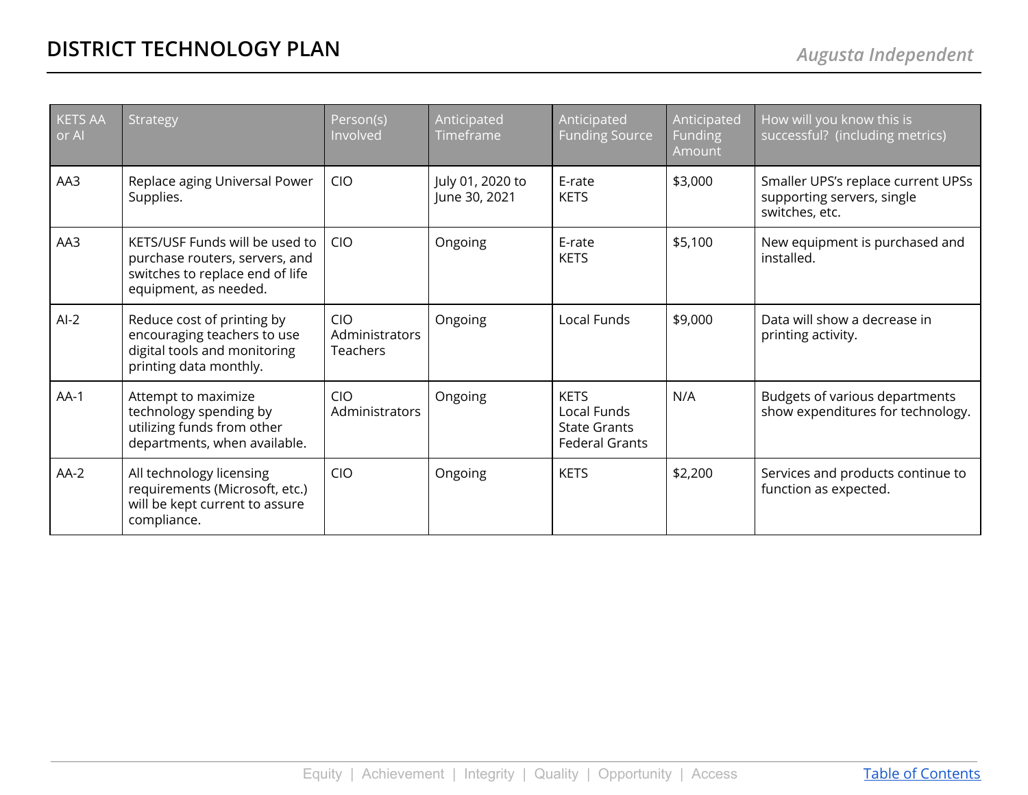| KETS AA or AI | Strategy | Person(s) Involved | Anticipated Timeframe | Anticipated Funding Source | Anticipated Funding Amount | How will you know this is successful? (including metrics) |
|---|---|---|---|---|---|---|
| AA3 | Replace aging Universal Power Supplies. | CIO | July 01, 2020 to June 30, 2021 | E-rate<br>KETS | $3,000 | Smaller UPS's replace current UPSs supporting servers, single switches, etc. |
| AA3 | KETS/USF Funds will be used to purchase routers, servers, and switches to replace end of life equipment, as needed. | CIO | Ongoing | E-rate<br>KETS | $5,100 | New equipment is purchased and installed. |
| AI-2 | Reduce cost of printing by encouraging teachers to use digital tools and monitoring printing data monthly. | CIO<br>Administrators<br>Teachers | Ongoing | Local Funds | $9,000 | Data will show a decrease in printing activity. |
| AA-1 | Attempt to maximize technology spending by utilizing funds from other departments, when available. | CIO<br>Administrators | Ongoing | KETS<br>Local Funds<br>State Grants<br>Federal Grants | N/A | Budgets of various departments show expenditures for technology. |
| AA-2 | All technology licensing requirements (Microsoft, etc.) will be kept current to assure compliance. | CIO | Ongoing | KETS | $2,200 | Services and products continue to function as expected. |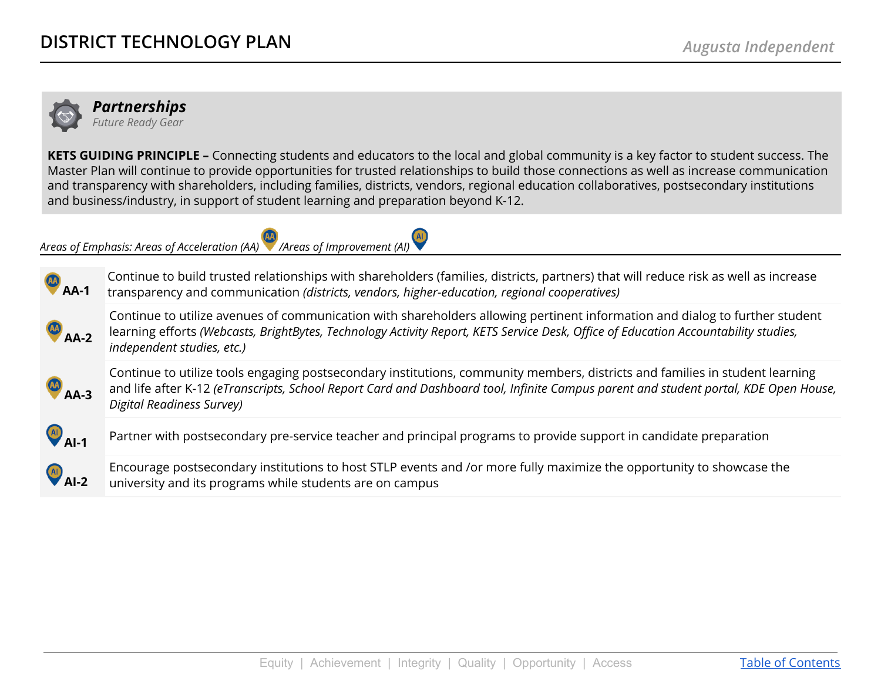## *Partnerships*

*Future Ready Gear*

**KETS GUIDING PRINCIPLE –** Connecting students and educators to the local and global community is a key factor to student success. The Master Plan will continue to provide opportunities for trusted relationships to build those connections as well as increase communication and transparency with shareholders, including families, districts, vendors, regional education collaboratives, postsecondary institutions and business/industry, in support of student learning and preparation beyond K-12.

*Areas of Emphasis: Areas of Acceleration (AA) /Areas of Improvement (AI)*

| | |
|---|---|
| **AA-1** | Continue to build trusted relationships with shareholders (families, districts, partners) that will reduce risk as well as increase transparency and communication *(districts, vendors, higher-education, regional cooperatives)* |
| **AA-2** | Continue to utilize avenues of communication with shareholders allowing pertinent information and dialog to further student learning efforts *(Webcasts, BrightBytes, Technology Activity Report, KETS Service Desk, Office of Education Accountability studies, independent studies, etc.)* |
| **AA-3** | Continue to utilize tools engaging postsecondary institutions, community members, districts and families in student learning and life after K-12 *(eTranscripts, School Report Card and Dashboard tool, Infinite Campus parent and student portal, KDE Open House, Digital Readiness Survey)* |
| **AI-1** | Partner with postsecondary pre-service teacher and principal programs to provide support in candidate preparation |
| **AI-2** | Encourage postsecondary institutions to host STLP events and /or more fully maximize the opportunity to showcase the university and its programs while students are on campus |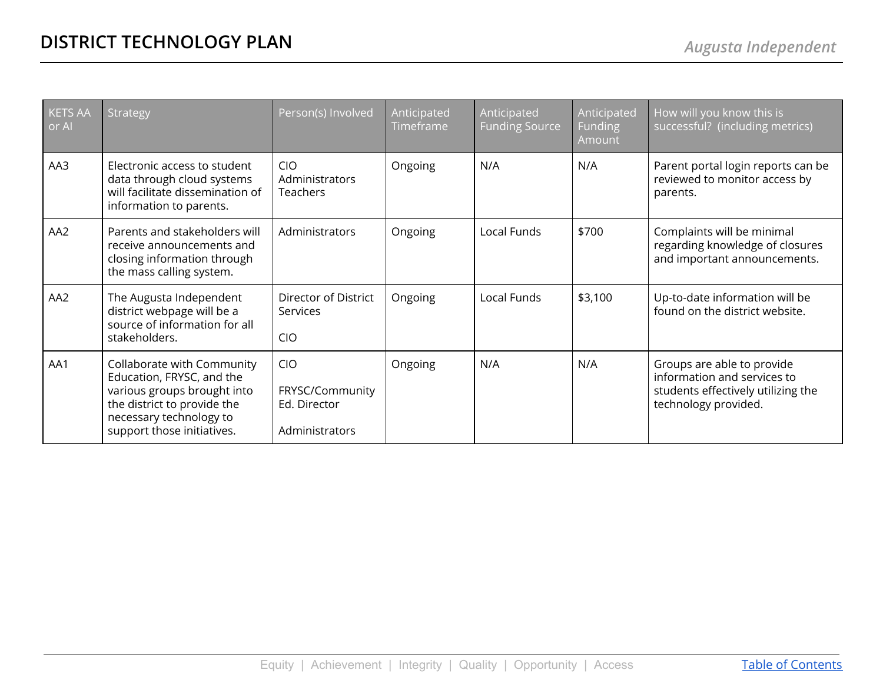| KETS AA or AI | Strategy | Person(s) Involved | Anticipated Timeframe | Anticipated Funding Source | Anticipated Funding Amount | How will you know this is successful? (including metrics) |
|---|---|---|---|---|---|---|
| AA3 | Electronic access to student data through cloud systems will facilitate dissemination of information to parents. | CIO<br>Administrators<br>Teachers | Ongoing | N/A | N/A | Parent portal login reports can be reviewed to monitor access by parents. |
| AA2 | Parents and stakeholders will receive announcements and closing information through the mass calling system. | Administrators | Ongoing | Local Funds | $700 | Complaints will be minimal regarding knowledge of closures and important announcements. |
| AA2 | The Augusta Independent district webpage will be a source of information for all stakeholders. | Director of District Services<br><br>CIO | Ongoing | Local Funds | $3,100 | Up-to-date information will be found on the district website. |
| AA1 | Collaborate with Community Education, FRYSC, and the various groups brought into the district to provide the necessary technology to support those initiatives. | CIO<br><br>FRYSC/Community Ed. Director<br><br>Administrators | Ongoing | N/A | N/A | Groups are able to provide information and services to students effectively utilizing the technology provided. |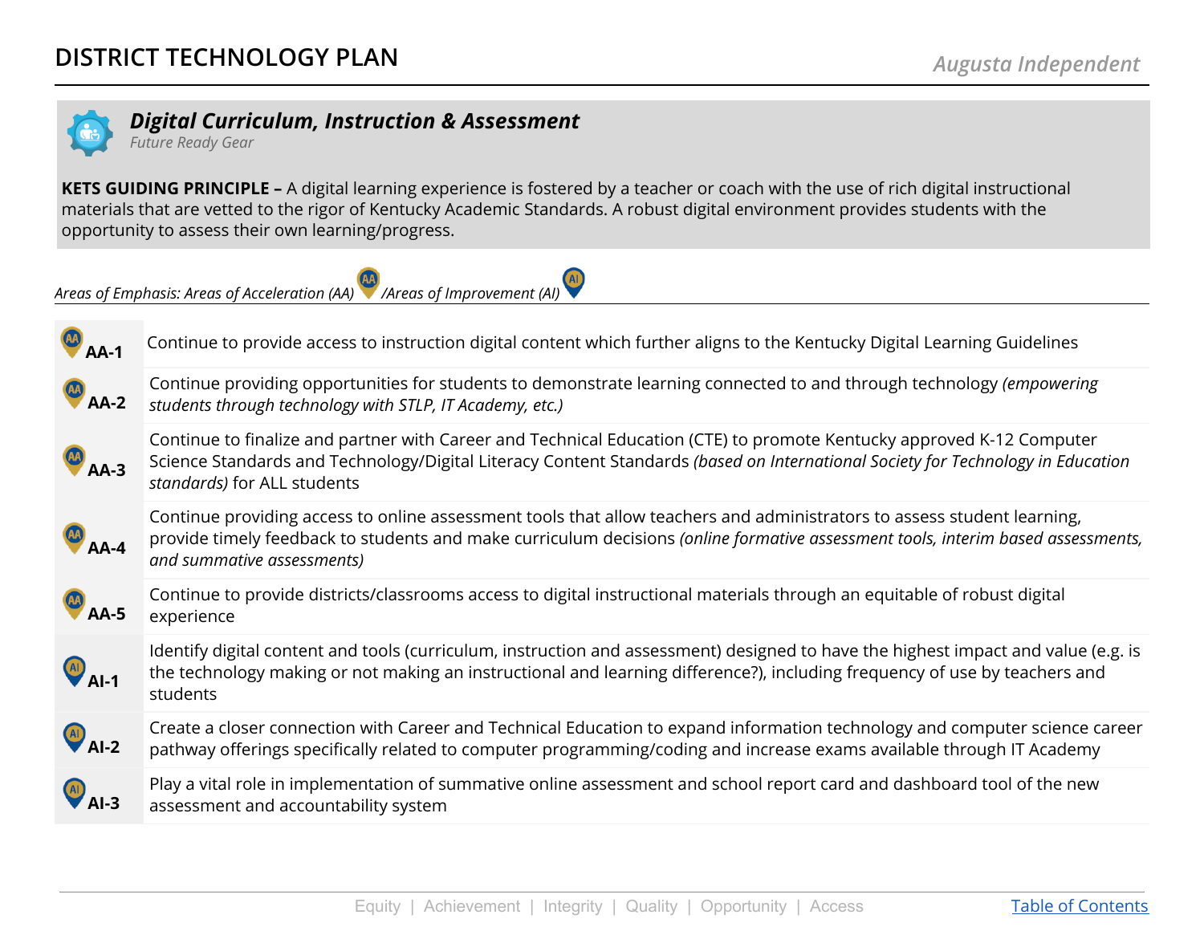## *Digital Curriculum, Instruction & Assessment*

*Future Ready Gear*

**KETS GUIDING PRINCIPLE –** A digital learning experience is fostered by a teacher or coach with the use of rich digital instructional materials that are vetted to the rigor of Kentucky Academic Standards. A robust digital environment provides students with the opportunity to assess their own learning/progress.

*Areas of Emphasis: Areas of Acceleration (AA) /Areas of Improvement (AI)*

| | |
|---|---|
| **AA-1** | Continue to provide access to instruction digital content which further aligns to the Kentucky Digital Learning Guidelines |
| **AA-2** | Continue providing opportunities for students to demonstrate learning connected to and through technology *(empowering students through technology with STLP, IT Academy, etc.)* |
| **AA-3** | Continue to finalize and partner with Career and Technical Education (CTE) to promote Kentucky approved K-12 Computer Science Standards and Technology/Digital Literacy Content Standards *(based on International Society for Technology in Education standards)* for ALL students |
| **AA-4** | Continue providing access to online assessment tools that allow teachers and administrators to assess student learning, provide timely feedback to students and make curriculum decisions *(online formative assessment tools, interim based assessments, and summative assessments)* |
| **AA-5** | Continue to provide districts/classrooms access to digital instructional materials through an equitable of robust digital experience |
| **AI-1** | Identify digital content and tools (curriculum, instruction and assessment) designed to have the highest impact and value (e.g. is the technology making or not making an instructional and learning difference?), including frequency of use by teachers and students |
| **AI-2** | Create a closer connection with Career and Technical Education to expand information technology and computer science career pathway offerings specifically related to computer programming/coding and increase exams available through IT Academy |
| **AI-3** | Play a vital role in implementation of summative online assessment and school report card and dashboard tool of the new assessment and accountability system |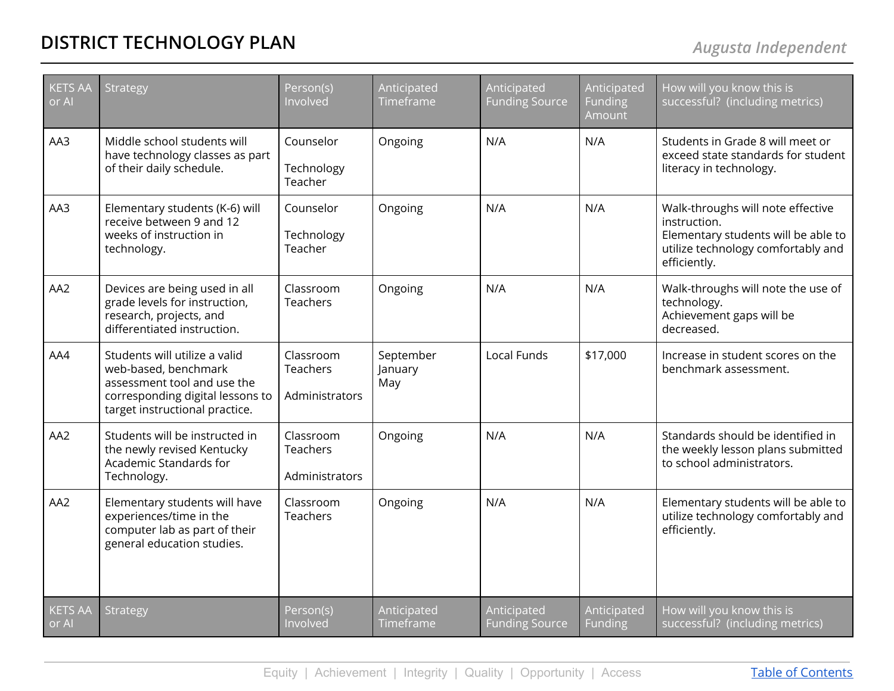## DISTRICT TECHNOLOGY PLAN

| KETS AA or AI | Strategy | Person(s) Involved | Anticipated Timeframe | Anticipated Funding Source | Anticipated Funding Amount | How will you know this is successful? (including metrics) |
|---|---|---|---|---|---|---|
| AA3 | Middle school students will have technology classes as part of their daily schedule. | Counselor<br><br>Technology Teacher | Ongoing | N/A | N/A | Students in Grade 8 will meet or exceed state standards for student literacy in technology. |
| AA3 | Elementary students (K-6) will receive between 9 and 12 weeks of instruction in technology. | Counselor<br><br>Technology Teacher | Ongoing | N/A | N/A | Walk-throughs will note effective instruction.<br>Elementary students will be able to utilize technology comfortably and efficiently. |
| AA2 | Devices are being used in all grade levels for instruction, research, projects, and differentiated instruction. | Classroom Teachers | Ongoing | N/A | N/A | Walk-throughs will note the use of technology.<br>Achievement gaps will be decreased. |
| AA4 | Students will utilize a valid web-based, benchmark assessment tool and use the corresponding digital lessons to target instructional practice. | Classroom Teachers<br><br>Administrators | September<br>January<br>May | Local Funds | $17,000 | Increase in student scores on the benchmark assessment. |
| AA2 | Students will be instructed in the newly revised Kentucky Academic Standards for Technology. | Classroom Teachers<br><br>Administrators | Ongoing | N/A | N/A | Standards should be identified in the weekly lesson plans submitted to school administrators. |
| AA2 | Elementary students will have experiences/time in the computer lab as part of their general education studies. | Classroom Teachers | Ongoing | N/A | N/A | Elementary students will be able to utilize technology comfortably and efficiently. |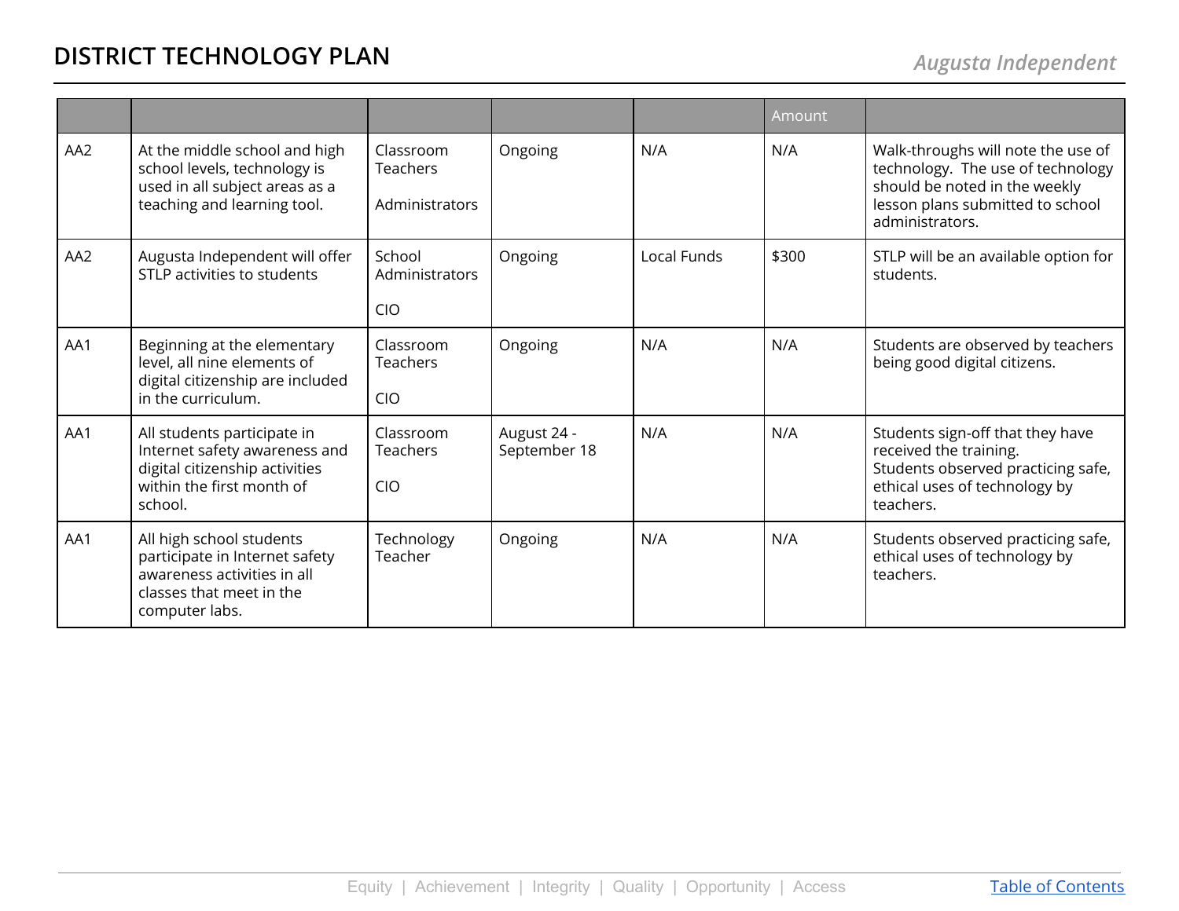| | | | | | Amount | |
|---|---|---|---|---|---|---|
| AA2 | At the middle school and high school levels, technology is used in all subject areas as a teaching and learning tool. | Classroom Teachers<br><br>Administrators | Ongoing | N/A | N/A | Walk-throughs will note the use of technology. The use of technology should be noted in the weekly lesson plans submitted to school administrators. |
| AA2 | Augusta Independent will offer STLP activities to students | School Administrators<br><br>CIO | Ongoing | Local Funds | $300 | STLP will be an available option for students. |
| AA1 | Beginning at the elementary level, all nine elements of digital citizenship are included in the curriculum. | Classroom Teachers<br><br>CIO | Ongoing | N/A | N/A | Students are observed by teachers being good digital citizens. |
| AA1 | All students participate in Internet safety awareness and digital citizenship activities within the first month of school. | Classroom Teachers<br><br>CIO | August 24 - September 18 | N/A | N/A | Students sign-off that they have received the training.<br>Students observed practicing safe, ethical uses of technology by teachers. |
| AA1 | All high school students participate in Internet safety awareness activities in all classes that meet in the computer labs. | Technology Teacher | Ongoing | N/A | N/A | Students observed practicing safe, ethical uses of technology by teachers. |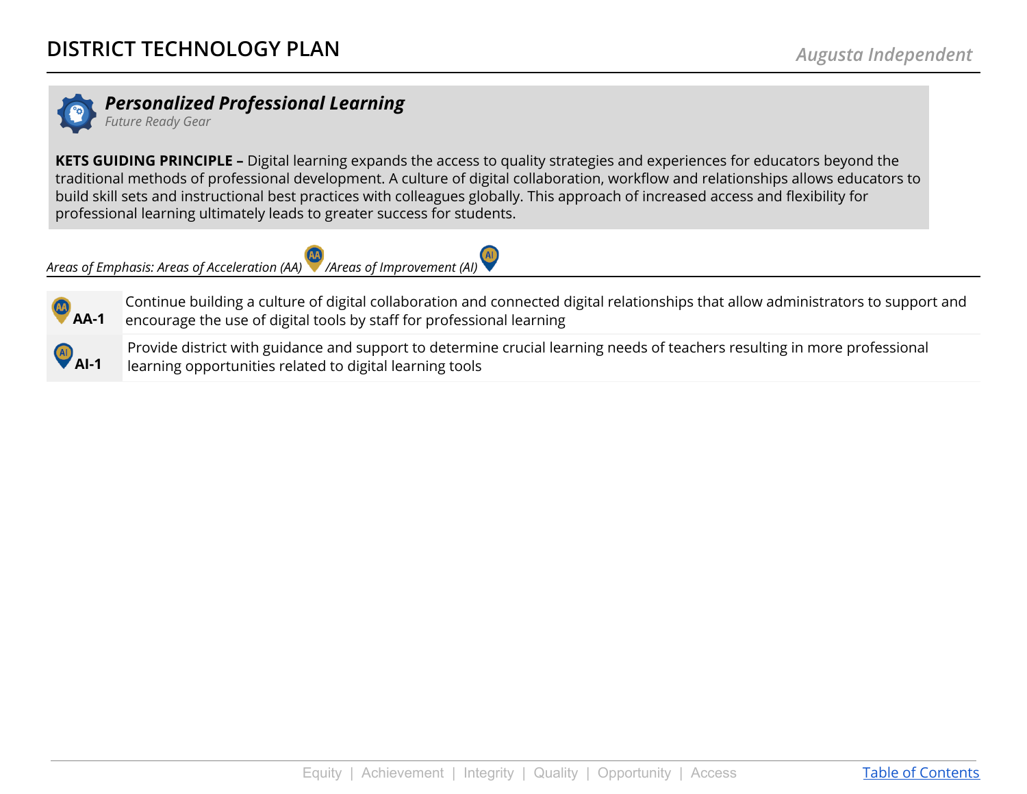## *Personalized Professional Learning*

*Future Ready Gear*

**KETS GUIDING PRINCIPLE –** Digital learning expands the access to quality strategies and experiences for educators beyond the traditional methods of professional development. A culture of digital collaboration, workflow and relationships allows educators to build skill sets and instructional best practices with colleagues globally. This approach of increased access and flexibility for professional learning ultimately leads to greater success for students.

*Areas of Emphasis: Areas of Acceleration (AA) /Areas of Improvement (AI)*

| | |
|---|---|
| **AA-1** | Continue building a culture of digital collaboration and connected digital relationships that allow administrators to support and encourage the use of digital tools by staff for professional learning |
| **AI-1** | Provide district with guidance and support to determine crucial learning needs of teachers resulting in more professional learning opportunities related to digital learning tools |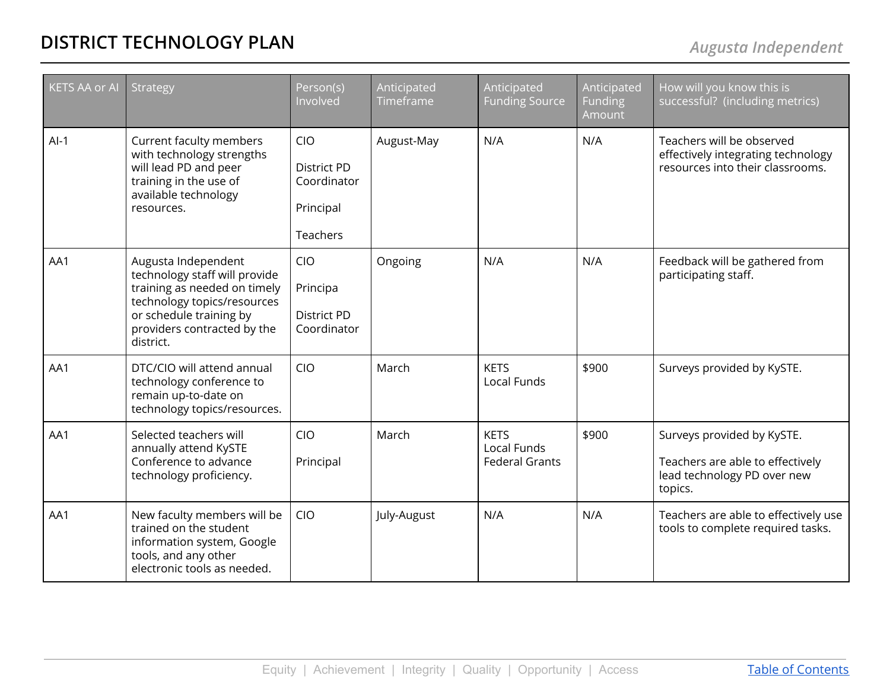# DISTRICT TECHNOLOGY PLAN

*Augusta Independent*

| KETS AA or AI | Strategy | Person(s) Involved | Anticipated Timeframe | Anticipated Funding Source | Anticipated Funding Amount | How will you know this is successful? (including metrics) |
|---|---|---|---|---|---|---|
| AI-1 | Current faculty members with technology strengths will lead PD and peer training in the use of available technology resources. | CIO<br><br>District PD Coordinator<br><br>Principal<br><br>Teachers | August-May | N/A | N/A | Teachers will be observed effectively integrating technology resources into their classrooms. |
| AA1 | Augusta Independent technology staff will provide training as needed on timely technology topics/resources or schedule training by providers contracted by the district. | CIO<br><br>Principa<br><br>District PD Coordinator | Ongoing | N/A | N/A | Feedback will be gathered from participating staff. |
| AA1 | DTC/CIO will attend annual technology conference to remain up-to-date on technology topics/resources. | CIO | March | KETS<br>Local Funds | $900 | Surveys provided by KySTE. |
| AA1 | Selected teachers will annually attend KySTE Conference to advance technology proficiency. | CIO<br><br>Principal | March | KETS<br>Local Funds<br>Federal Grants | $900 | Surveys provided by KySTE.<br><br>Teachers are able to effectively lead technology PD over new topics. |
| AA1 | New faculty members will be trained on the student information system, Google tools, and any other electronic tools as needed. | CIO | July-August | N/A | N/A | Teachers are able to effectively use tools to complete required tasks. |

Equity | Achievement | Integrity | Quality | Opportunity | Access

Table of Contents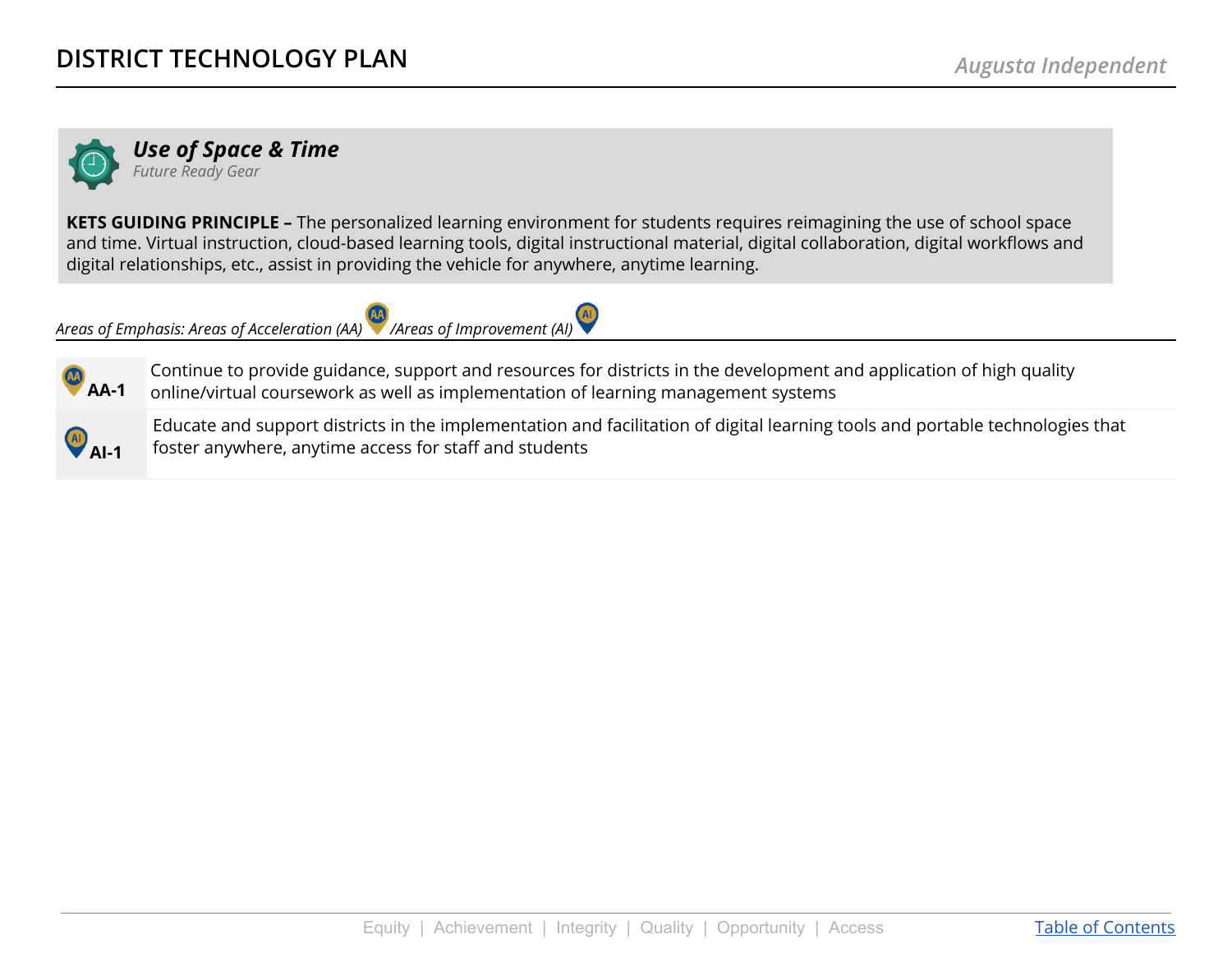## *Use of Space & Time*

*Future Ready Gear*

**KETS GUIDING PRINCIPLE –** The personalized learning environment for students requires reimagining the use of school space and time. Virtual instruction, cloud-based learning tools, digital instructional material, digital collaboration, digital workflows and digital relationships, etc., assist in providing the vehicle for anywhere, anytime learning.

*Areas of Emphasis: Areas of Acceleration (AA) /Areas of Improvement (AI)*

| | |
|---|---|
| **AA-1** | Continue to provide guidance, support and resources for districts in the development and application of high quality online/virtual coursework as well as implementation of learning management systems |
| **AI-1** | Educate and support districts in the implementation and facilitation of digital learning tools and portable technologies that foster anywhere, anytime access for staff and students |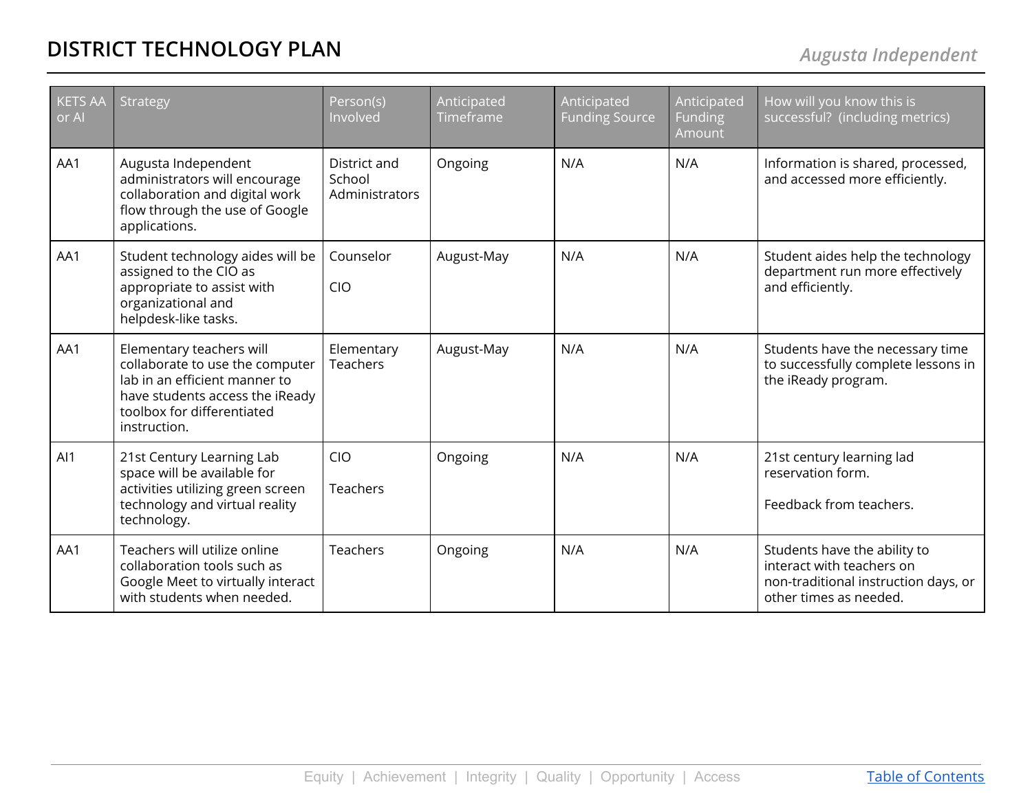| KETS AA or AI | Strategy | Person(s) Involved | Anticipated Timeframe | Anticipated Funding Source | Anticipated Funding Amount | How will you know this is successful? (including metrics) |
|---|---|---|---|---|---|---|
| AA1 | Augusta Independent administrators will encourage collaboration and digital work flow through the use of Google applications. | District and School Administrators | Ongoing | N/A | N/A | Information is shared, processed, and accessed more efficiently. |
| AA1 | Student technology aides will be assigned to the CIO as appropriate to assist with organizational and helpdesk-like tasks. | Counselor<br><br>CIO | August-May | N/A | N/A | Student aides help the technology department run more effectively and efficiently. |
| AA1 | Elementary teachers will collaborate to use the computer lab in an efficient manner to have students access the iReady toolbox for differentiated instruction. | Elementary Teachers | August-May | N/A | N/A | Students have the necessary time to successfully complete lessons in the iReady program. |
| AI1 | 21st Century Learning Lab space will be available for activities utilizing green screen technology and virtual reality technology. | CIO<br><br>Teachers | Ongoing | N/A | N/A | 21st century learning lad reservation form.<br><br>Feedback from teachers. |
| AA1 | Teachers will utilize online collaboration tools such as Google Meet to virtually interact with students when needed. | Teachers | Ongoing | N/A | N/A | Students have the ability to interact with teachers on non-traditional instruction days, or other times as needed. |